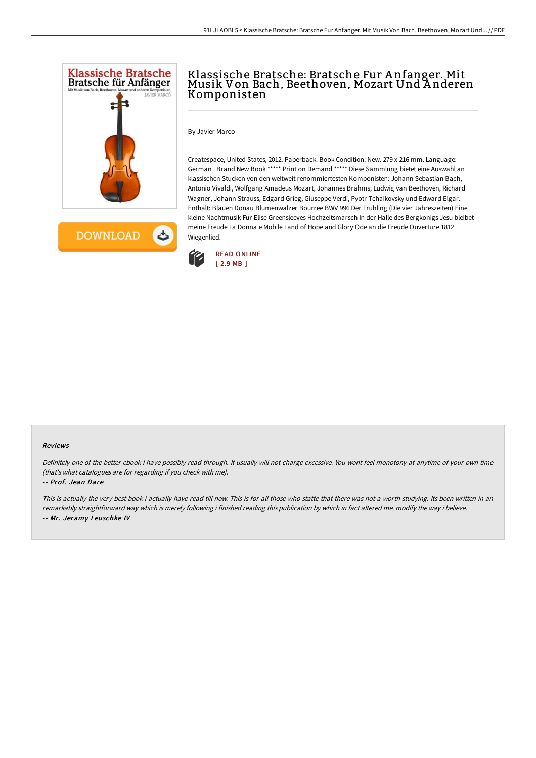# Klassische Bratsche: Bratsche Fur Anfanger. Mit Musik Von Bach, Beethoven, Mozart Und Anderen Komponisten

By Javier Marco

Createspace, United States, 2012. Paperback. Book Condition: New. 279 x 216 mm. Language: German . Brand New Book ***** Print on Demand *****.Diese Sammlung bietet eine Auswahl an klassischen Stucken von den weltweit renommiertesten Komponisten: Johann Sebastian Bach, Antonio Vivaldi, Wolfgang Amadeus Mozart, Johannes Brahms, Ludwig van Beethoven, Richard Wagner, Johann Strauss, Edgard Grieg, Giuseppe Verdi, Pyotr Tchaikovsky und Edward Elgar. Enthalt: Blauen Donau Blumenwalzer Bourree BWV 996 Der Fruhling (Die vier Jahreszeiten) Eine kleine Nachtmusik Fur Elise Greensleeves Hochzeitsmarsch In der Halle des Bergkonigs Jesu bleibet meine Freude La Donna e Mobile Land of Hope and Glory Ode an die Freude Ouverture 1812 Wiegenlied.

READ ONLINE
[ 2.9 MB ]

### Reviews

*Definitely one of the better ebook I have possibly read through. It usually will not charge excessive. You wont feel monotony at anytime of your own time (that's what catalogues are for regarding if you check with me).*

-- *Prof. Jean Dare*

*This is actually the very best book i actually have read till now. This is for all those who statte that there was not a worth studying. Its been written in an remarkably straightforward way which is merely following i finished reading this publication by which in fact altered me, modify the way i believe.*

-- *Mr. Jeramy Leuschke IV*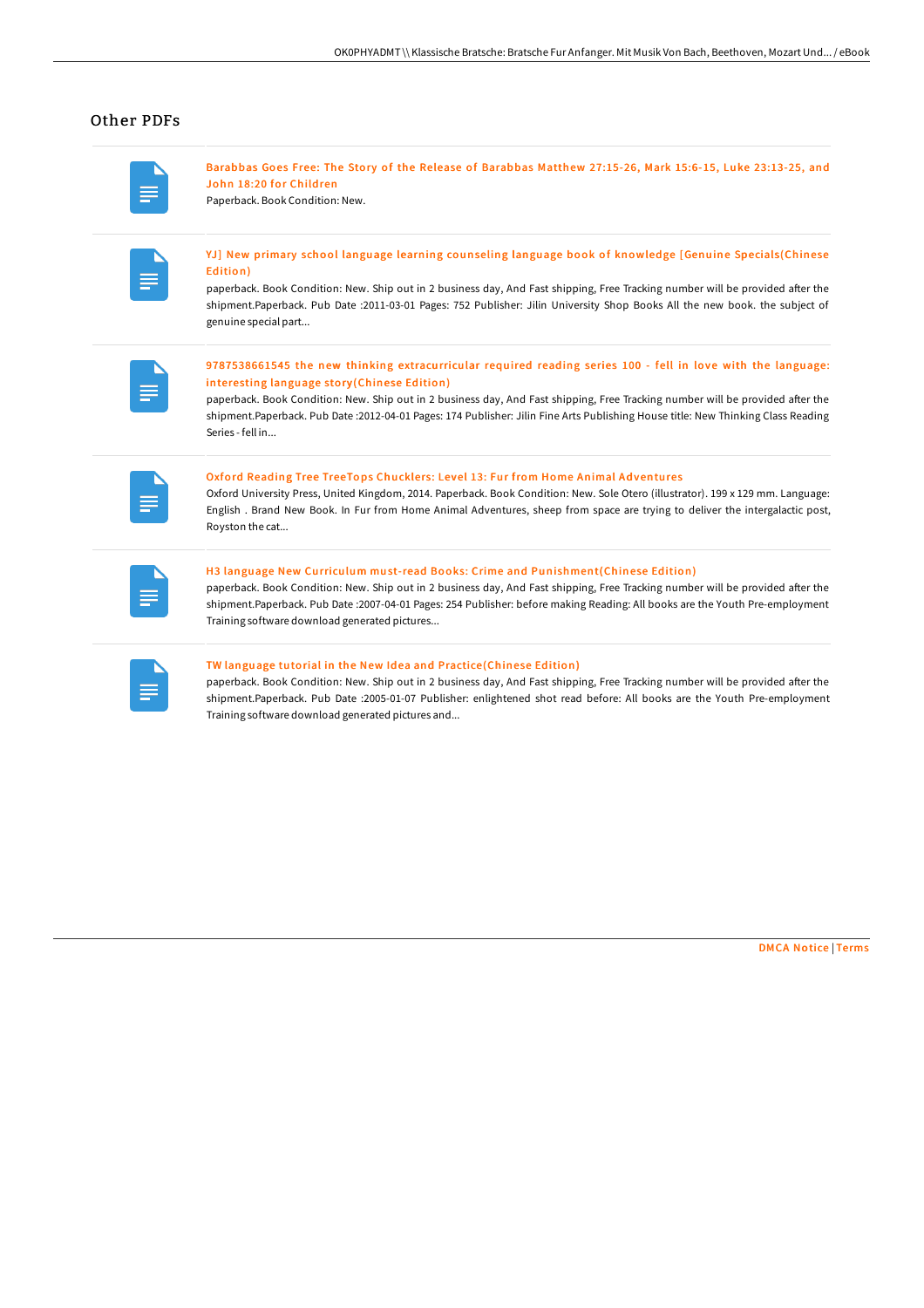## Other PDFs

**Barabbas Goes Free: The Story of the Release of Barabbas Matthew 27:15-26, Mark 15:6-15, Luke 23:13-25, and John 18:20 for Children**

Paperback. Book Condition: New.

**YJ] New primary school language learning counseling language book of knowledge [Genuine Specials(Chinese Edition)**

paperback. Book Condition: New. Ship out in 2 business day, And Fast shipping, Free Tracking number will be provided after the shipment.Paperback. Pub Date :2011-03-01 Pages: 752 Publisher: Jilin University Shop Books All the new book. the subject of genuine special part...

**9787538661545 the new thinking extracurricular required reading series 100 - fell in love with the language: interesting language story(Chinese Edition)**

paperback. Book Condition: New. Ship out in 2 business day, And Fast shipping, Free Tracking number will be provided after the shipment.Paperback. Pub Date :2012-04-01 Pages: 174 Publisher: Jilin Fine Arts Publishing House title: New Thinking Class Reading Series - fell in...

**Oxford Reading Tree TreeTops Chucklers: Level 13: Fur from Home Animal Adventures**

Oxford University Press, United Kingdom, 2014. Paperback. Book Condition: New. Sole Otero (illustrator). 199 x 129 mm. Language: English . Brand New Book. In Fur from Home Animal Adventures, sheep from space are trying to deliver the intergalactic post, Royston the cat...

**H3 language New Curriculum must-read Books: Crime and Punishment(Chinese Edition)**

paperback. Book Condition: New. Ship out in 2 business day, And Fast shipping, Free Tracking number will be provided after the shipment.Paperback. Pub Date :2007-04-01 Pages: 254 Publisher: before making Reading: All books are the Youth Pre-employment Training software download generated pictures...

**TW language tutorial in the New Idea and Practice(Chinese Edition)**

paperback. Book Condition: New. Ship out in 2 business day, And Fast shipping, Free Tracking number will be provided after the shipment.Paperback. Pub Date :2005-01-07 Publisher: enlightened shot read before: All books are the Youth Pre-employment Training software download generated pictures and...

DMCA Notice | Terms